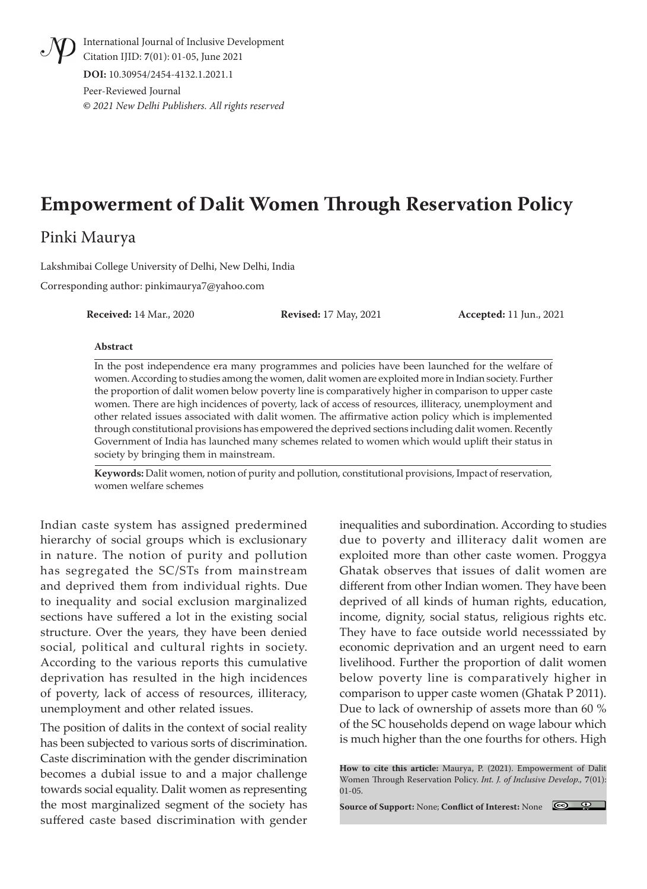International Journal of Inclusive Development
Citation IJID: **7**(01): 01-05, June 2021

**DOI:** 10.30954/2454-4132.1.2021.1

Peer-Reviewed Journal

*© 2021 New Delhi Publishers. All rights reserved*

# Empowerment of Dalit Women Through Reservation Policy

Pinki Maurya

Lakshmibai College University of Delhi, New Delhi, India

Corresponding author: pinkimaurya7@yahoo.com

**Received:** 14 Mar., 2020 **Revised:** 17 May, 2021 **Accepted:** 11 Jun., 2021

### Abstract

In the post independence era many programmes and policies have been launched for the welfare of women. According to studies among the women, dalit women are exploited more in Indian society. Further the proportion of dalit women below poverty line is comparatively higher in comparison to upper caste women. There are high incidences of poverty, lack of access of resources, illiteracy, unemployment and other related issues associated with dalit women. The affirmative action policy which is implemented through constitutional provisions has empowered the deprived sections including dalit women. Recently Government of India has launched many schemes related to women which would uplift their status in society by bringing them in mainstream.

**Keywords:** Dalit women, notion of purity and pollution, constitutional provisions, Impact of reservation, women welfare schemes

Indian caste system has assigned predermined hierarchy of social groups which is exclusionary in nature. The notion of purity and pollution has segregated the SC/STs from mainstream and deprived them from individual rights. Due to inequality and social exclusion marginalized sections have suffered a lot in the existing social structure. Over the years, they have been denied social, political and cultural rights in society. According to the various reports this cumulative deprivation has resulted in the high incidences of poverty, lack of access of resources, illiteracy, unemployment and other related issues.

The position of dalits in the context of social reality has been subjected to various sorts of discrimination. Caste discrimination with the gender discrimination becomes a dubial issue to and a major challenge towards social equality. Dalit women as representing the most marginalized segment of the society has suffered caste based discrimination with gender inequalities and subordination. According to studies due to poverty and illiteracy dalit women are exploited more than other caste women. Proggya Ghatak observes that issues of dalit women are different from other Indian women. They have been deprived of all kinds of human rights, education, income, dignity, social status, religious rights etc. They have to face outside world necesssiated by economic deprivation and an urgent need to earn livelihood. Further the proportion of dalit women below poverty line is comparatively higher in comparison to upper caste women (Ghatak P 2011). Due to lack of ownership of assets more than 60 % of the SC households depend on wage labour which is much higher than the one fourths for others. High

**How to cite this article:** Maurya, P. (2021). Empowerment of Dalit Women Through Reservation Policy. *Int. J. of Inclusive Develop.*, **7**(01): 01-05.

**Source of Support:** None; **Conflict of Interest:** None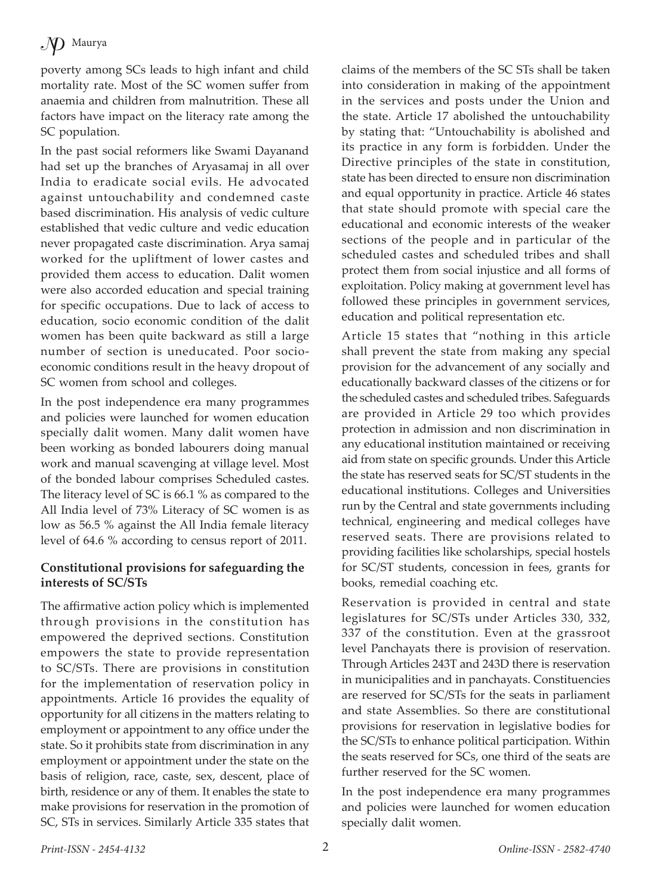poverty among SCs leads to high infant and child mortality rate. Most of the SC women suffer from anaemia and children from malnutrition. These all factors have impact on the literacy rate among the SC population.

In the past social reformers like Swami Dayanand had set up the branches of Aryasamaj in all over India to eradicate social evils. He advocated against untouchability and condemned caste based discrimination. His analysis of vedic culture established that vedic culture and vedic education never propagated caste discrimination. Arya samaj worked for the upliftment of lower castes and provided them access to education. Dalit women were also accorded education and special training for specific occupations. Due to lack of access to education, socio economic condition of the dalit women has been quite backward as still a large number of section is uneducated. Poor socio-economic conditions result in the heavy dropout of SC women from school and colleges.

In the post independence era many programmes and policies were launched for women education specially dalit women. Many dalit women have been working as bonded labourers doing manual work and manual scavenging at village level. Most of the bonded labour comprises Scheduled castes. The literacy level of SC is 66.1 % as compared to the All India level of 73% Literacy of SC women is as low as 56.5 % against the All India female literacy level of 64.6 % according to census report of 2011.

## Constitutional provisions for safeguarding the interests of SC/STs

The affirmative action policy which is implemented through provisions in the constitution has empowered the deprived sections. Constitution empowers the state to provide representation to SC/STs. There are provisions in constitution for the implementation of reservation policy in appointments. Article 16 provides the equality of opportunity for all citizens in the matters relating to employment or appointment to any office under the state. So it prohibits state from discrimination in any employment or appointment under the state on the basis of religion, race, caste, sex, descent, place of birth, residence or any of them. It enables the state to make provisions for reservation in the promotion of SC, STs in services. Similarly Article 335 states that claims of the members of the SC STs shall be taken into consideration in making of the appointment in the services and posts under the Union and the state. Article 17 abolished the untouchability by stating that: "Untouchability is abolished and its practice in any form is forbidden. Under the Directive principles of the state in constitution, state has been directed to ensure non discrimination and equal opportunity in practice. Article 46 states that state should promote with special care the educational and economic interests of the weaker sections of the people and in particular of the scheduled castes and scheduled tribes and shall protect them from social injustice and all forms of exploitation. Policy making at government level has followed these principles in government services, education and political representation etc.

Article 15 states that "nothing in this article shall prevent the state from making any special provision for the advancement of any socially and educationally backward classes of the citizens or for the scheduled castes and scheduled tribes. Safeguards are provided in Article 29 too which provides protection in admission and non discrimination in any educational institution maintained or receiving aid from state on specific grounds. Under this Article the state has reserved seats for SC/ST students in the educational institutions. Colleges and Universities run by the Central and state governments including technical, engineering and medical colleges have reserved seats. There are provisions related to providing facilities like scholarships, special hostels for SC/ST students, concession in fees, grants for books, remedial coaching etc.

Reservation is provided in central and state legislatures for SC/STs under Articles 330, 332, 337 of the constitution. Even at the grassroot level Panchayats there is provision of reservation. Through Articles 243T and 243D there is reservation in municipalities and in panchayats. Constituencies are reserved for SC/STs for the seats in parliament and state Assemblies. So there are constitutional provisions for reservation in legislative bodies for the SC/STs to enhance political participation. Within the seats reserved for SCs, one third of the seats are further reserved for the SC women.

In the post independence era many programmes and policies were launched for women education specially dalit women.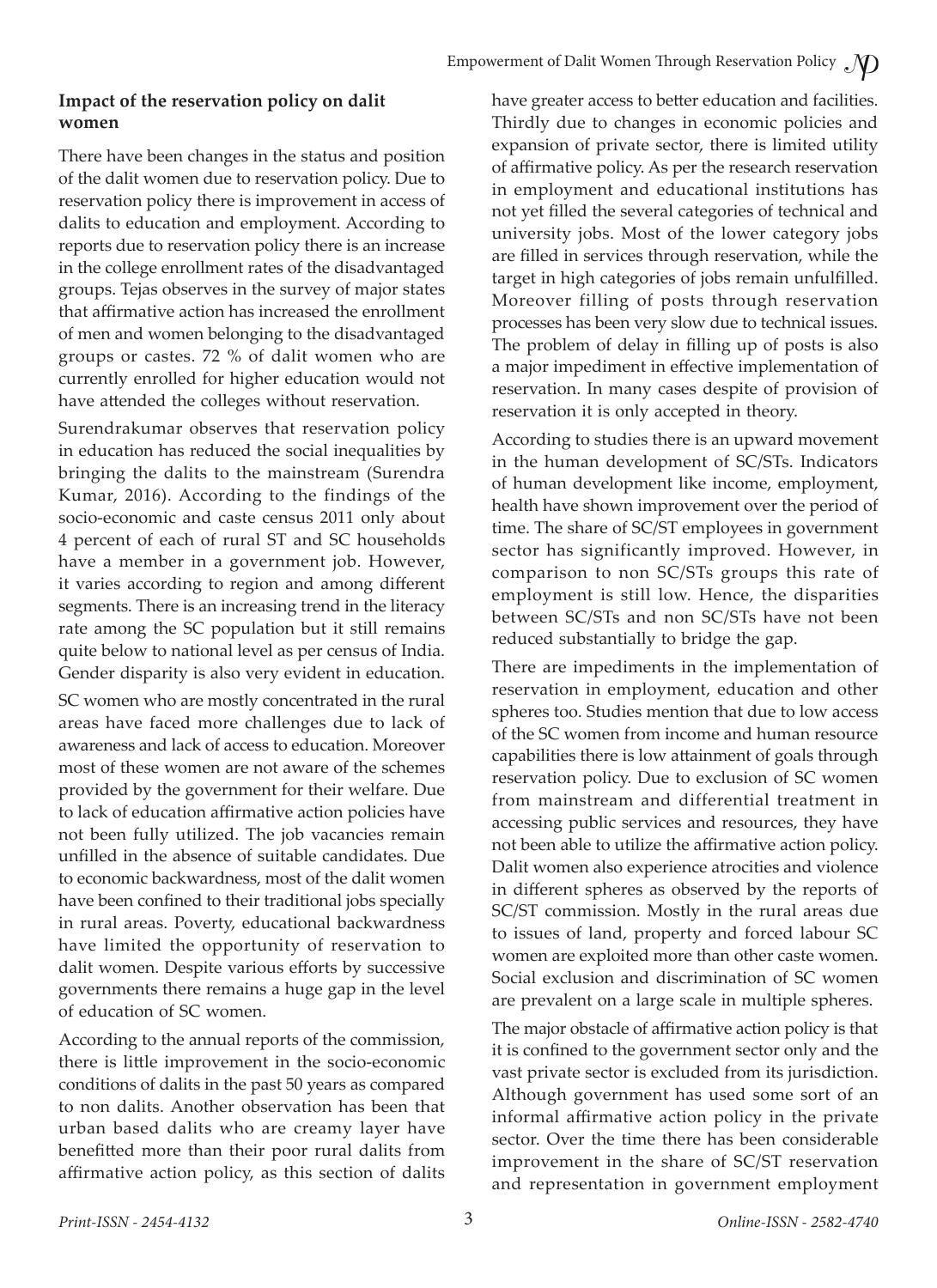## Impact of the reservation policy on dalit women

There have been changes in the status and position of the dalit women due to reservation policy. Due to reservation policy there is improvement in access of dalits to education and employment. According to reports due to reservation policy there is an increase in the college enrollment rates of the disadvantaged groups. Tejas observes in the survey of major states that affirmative action has increased the enrollment of men and women belonging to the disadvantaged groups or castes. 72 % of dalit women who are currently enrolled for higher education would not have attended the colleges without reservation.

Surendrakumar observes that reservation policy in education has reduced the social inequalities by bringing the dalits to the mainstream (Surendra Kumar, 2016). According to the findings of the socio-economic and caste census 2011 only about 4 percent of each of rural ST and SC households have a member in a government job. However, it varies according to region and among different segments. There is an increasing trend in the literacy rate among the SC population but it still remains quite below to national level as per census of India. Gender disparity is also very evident in education.

SC women who are mostly concentrated in the rural areas have faced more challenges due to lack of awareness and lack of access to education. Moreover most of these women are not aware of the schemes provided by the government for their welfare. Due to lack of education affirmative action policies have not been fully utilized. The job vacancies remain unfilled in the absence of suitable candidates. Due to economic backwardness, most of the dalit women have been confined to their traditional jobs specially in rural areas. Poverty, educational backwardness have limited the opportunity of reservation to dalit women. Despite various efforts by successive governments there remains a huge gap in the level of education of SC women.

According to the annual reports of the commission, there is little improvement in the socio-economic conditions of dalits in the past 50 years as compared to non dalits. Another observation has been that urban based dalits who are creamy layer have benefitted more than their poor rural dalits from affirmative action policy, as this section of dalits have greater access to better education and facilities. Thirdly due to changes in economic policies and expansion of private sector, there is limited utility of affirmative policy. As per the research reservation in employment and educational institutions has not yet filled the several categories of technical and university jobs. Most of the lower category jobs are filled in services through reservation, while the target in high categories of jobs remain unfulfilled. Moreover filling of posts through reservation processes has been very slow due to technical issues. The problem of delay in filling up of posts is also a major impediment in effective implementation of reservation. In many cases despite of provision of reservation it is only accepted in theory.

According to studies there is an upward movement in the human development of SC/STs. Indicators of human development like income, employment, health have shown improvement over the period of time. The share of SC/ST employees in government sector has significantly improved. However, in comparison to non SC/STs groups this rate of employment is still low. Hence, the disparities between SC/STs and non SC/STs have not been reduced substantially to bridge the gap.

There are impediments in the implementation of reservation in employment, education and other spheres too. Studies mention that due to low access of the SC women from income and human resource capabilities there is low attainment of goals through reservation policy. Due to exclusion of SC women from mainstream and differential treatment in accessing public services and resources, they have not been able to utilize the affirmative action policy. Dalit women also experience atrocities and violence in different spheres as observed by the reports of SC/ST commission. Mostly in the rural areas due to issues of land, property and forced labour SC women are exploited more than other caste women. Social exclusion and discrimination of SC women are prevalent on a large scale in multiple spheres.

The major obstacle of affirmative action policy is that it is confined to the government sector only and the vast private sector is excluded from its jurisdiction. Although government has used some sort of an informal affirmative action policy in the private sector. Over the time there has been considerable improvement in the share of SC/ST reservation and representation in government employment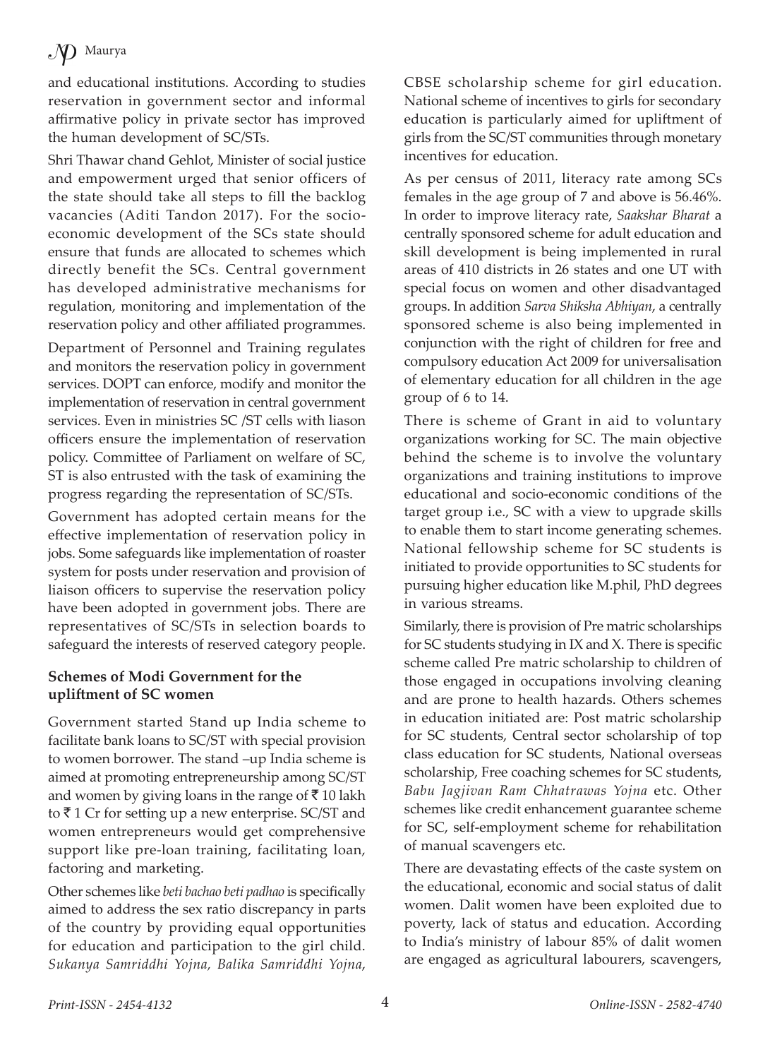and educational institutions. According to studies reservation in government sector and informal affirmative policy in private sector has improved the human development of SC/STs.

Shri Thawar chand Gehlot, Minister of social justice and empowerment urged that senior officers of the state should take all steps to fill the backlog vacancies (Aditi Tandon 2017). For the socio-economic development of the SCs state should ensure that funds are allocated to schemes which directly benefit the SCs. Central government has developed administrative mechanisms for regulation, monitoring and implementation of the reservation policy and other affiliated programmes.

Department of Personnel and Training regulates and monitors the reservation policy in government services. DOPT can enforce, modify and monitor the implementation of reservation in central government services. Even in ministries SC /ST cells with liason officers ensure the implementation of reservation policy. Committee of Parliament on welfare of SC, ST is also entrusted with the task of examining the progress regarding the representation of SC/STs.

Government has adopted certain means for the effective implementation of reservation policy in jobs. Some safeguards like implementation of roaster system for posts under reservation and provision of liaison officers to supervise the reservation policy have been adopted in government jobs. There are representatives of SC/STs in selection boards to safeguard the interests of reserved category people.

**Schemes of Modi Government for the upliftment of SC women**

Government started Stand up India scheme to facilitate bank loans to SC/ST with special provision to women borrower. The stand –up India scheme is aimed at promoting entrepreneurship among SC/ST and women by giving loans in the range of ₹ 10 lakh to ₹ 1 Cr for setting up a new enterprise. SC/ST and women entrepreneurs would get comprehensive support like pre-loan training, facilitating loan, factoring and marketing.

Other schemes like *beti bachao beti padhao* is specifically aimed to address the sex ratio discrepancy in parts of the country by providing equal opportunities for education and participation to the girl child. *Sukanya Samriddhi Yojna, Balika Samriddhi Yojna*, CBSE scholarship scheme for girl education. National scheme of incentives to girls for secondary education is particularly aimed for upliftment of girls from the SC/ST communities through monetary incentives for education.

As per census of 2011, literacy rate among SCs females in the age group of 7 and above is 56.46%. In order to improve literacy rate, *Saakshar Bharat* a centrally sponsored scheme for adult education and skill development is being implemented in rural areas of 410 districts in 26 states and one UT with special focus on women and other disadvantaged groups. In addition *Sarva Shiksha Abhiyan*, a centrally sponsored scheme is also being implemented in conjunction with the right of children for free and compulsory education Act 2009 for universalisation of elementary education for all children in the age group of 6 to 14.

There is scheme of Grant in aid to voluntary organizations working for SC. The main objective behind the scheme is to involve the voluntary organizations and training institutions to improve educational and socio-economic conditions of the target group i.e., SC with a view to upgrade skills to enable them to start income generating schemes. National fellowship scheme for SC students is initiated to provide opportunities to SC students for pursuing higher education like M.phil, PhD degrees in various streams.

Similarly, there is provision of Pre matric scholarships for SC students studying in IX and X. There is specific scheme called Pre matric scholarship to children of those engaged in occupations involving cleaning and are prone to health hazards. Others schemes in education initiated are: Post matric scholarship for SC students, Central sector scholarship of top class education for SC students, National overseas scholarship, Free coaching schemes for SC students, *Babu Jagjivan Ram Chhatrawas Yojna* etc. Other schemes like credit enhancement guarantee scheme for SC, self-employment scheme for rehabilitation of manual scavengers etc.

There are devastating effects of the caste system on the educational, economic and social status of dalit women. Dalit women have been exploited due to poverty, lack of status and education. According to India's ministry of labour 85% of dalit women are engaged as agricultural labourers, scavengers,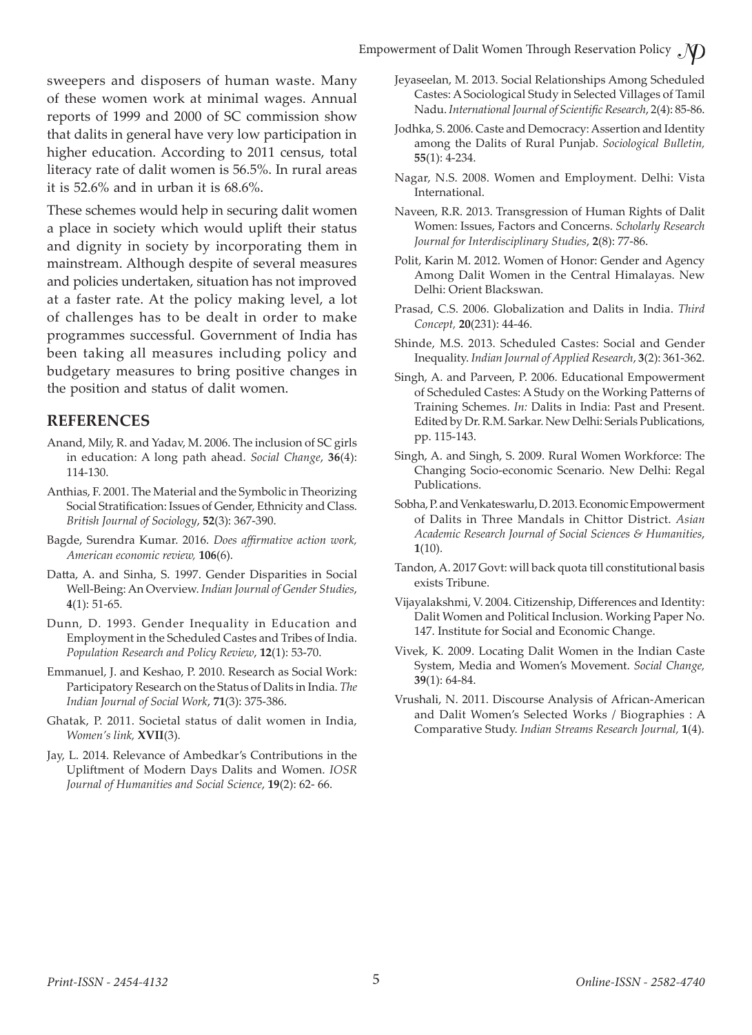sweepers and disposers of human waste. Many of these women work at minimal wages. Annual reports of 1999 and 2000 of SC commission show that dalits in general have very low participation in higher education. According to 2011 census, total literacy rate of dalit women is 56.5%. In rural areas it is 52.6% and in urban it is 68.6%.

These schemes would help in securing dalit women a place in society which would uplift their status and dignity in society by incorporating them in mainstream. Although despite of several measures and policies undertaken, situation has not improved at a faster rate. At the policy making level, a lot of challenges has to be dealt in order to make programmes successful. Government of India has been taking all measures including policy and budgetary measures to bring positive changes in the position and status of dalit women.

## REFERENCES

Anand, Mily, R. and Yadav, M. 2006. The inclusion of SC girls in education: A long path ahead. *Social Change*, **36**(4): 114-130.

Anthias, F. 2001. The Material and the Symbolic in Theorizing Social Stratification: Issues of Gender, Ethnicity and Class. *British Journal of Sociology*, **52**(3): 367-390.

Bagde, Surendra Kumar. 2016. *Does affirmative action work, American economic review,* **106**(6).

Datta, A. and Sinha, S. 1997. Gender Disparities in Social Well-Being: An Overview. *Indian Journal of Gender Studies*, **4**(1): 51-65.

Dunn, D. 1993. Gender Inequality in Education and Employment in the Scheduled Castes and Tribes of India. *Population Research and Policy Review*, **12**(1): 53-70.

Emmanuel, J. and Keshao, P. 2010. Research as Social Work: Participatory Research on the Status of Dalits in India. *The Indian Journal of Social Work*, **71**(3): 375-386.

Ghatak, P. 2011. Societal status of dalit women in India, *Women's link,* **XVII**(3).

Jay, L. 2014. Relevance of Ambedkar's Contributions in the Upliftment of Modern Days Dalits and Women. *IOSR Journal of Humanities and Social Science*, **19**(2): 62- 66.

Jeyaseelan, M. 2013. Social Relationships Among Scheduled Castes: A Sociological Study in Selected Villages of Tamil Nadu. *International Journal of Scientific Research*, 2(4): 85-86.

Jodhka, S. 2006. Caste and Democracy: Assertion and Identity among the Dalits of Rural Punjab. *Sociological Bulletin,* **55**(1): 4-234.

Nagar, N.S. 2008. Women and Employment. Delhi: Vista International.

Naveen, R.R. 2013. Transgression of Human Rights of Dalit Women: Issues, Factors and Concerns. *Scholarly Research Journal for Interdisciplinary Studies*, **2**(8): 77-86.

Polit, Karin M. 2012. Women of Honor: Gender and Agency Among Dalit Women in the Central Himalayas. New Delhi: Orient Blackswan.

Prasad, C.S. 2006. Globalization and Dalits in India. *Third Concept,* **20**(231): 44-46.

Shinde, M.S. 2013. Scheduled Castes: Social and Gender Inequality. *Indian Journal of Applied Research*, **3**(2): 361-362.

Singh, A. and Parveen, P. 2006. Educational Empowerment of Scheduled Castes: A Study on the Working Patterns of Training Schemes. *In:* Dalits in India: Past and Present. Edited by Dr. R.M. Sarkar. New Delhi: Serials Publications, pp. 115-143.

Singh, A. and Singh, S. 2009. Rural Women Workforce: The Changing Socio-economic Scenario. New Delhi: Regal Publications.

Sobha, P. and Venkateswarlu, D. 2013. Economic Empowerment of Dalits in Three Mandals in Chittor District. *Asian Academic Research Journal of Social Sciences & Humanities*, **1**(10).

Tandon, A. 2017 Govt: will back quota till constitutional basis exists Tribune.

Vijayalakshmi, V. 2004. Citizenship, Differences and Identity: Dalit Women and Political Inclusion. Working Paper No. 147. Institute for Social and Economic Change.

Vivek, K. 2009. Locating Dalit Women in the Indian Caste System, Media and Women's Movement. *Social Change,* **39**(1): 64-84.

Vrushali, N. 2011. Discourse Analysis of African-American and Dalit Women's Selected Works / Biographies : A Comparative Study. *Indian Streams Research Journal,* **1**(4).